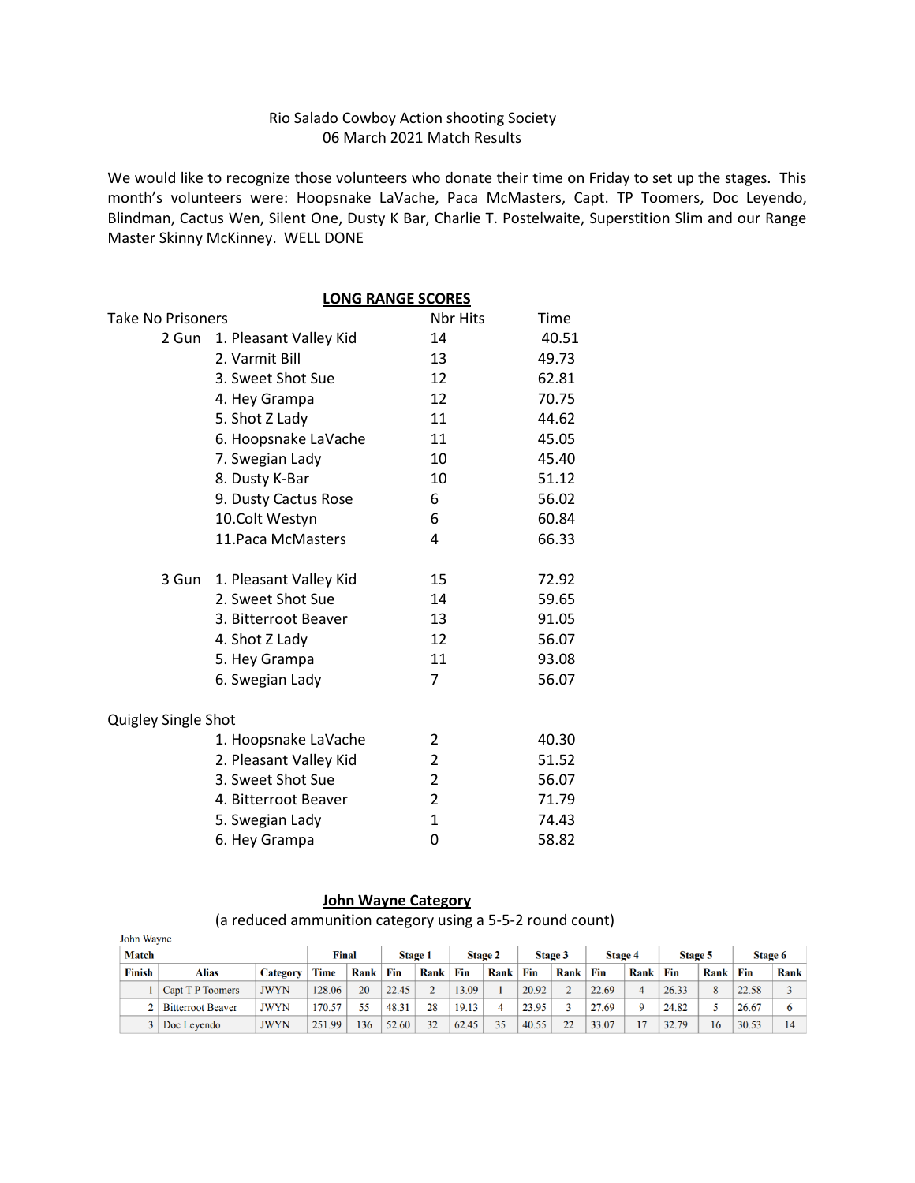Rio Salado Cowboy Action shooting Society
06 March 2021 Match Results

We would like to recognize those volunteers who donate their time on Friday to set up the stages. This month's volunteers were: Hoopsnake LaVache, Paca McMasters, Capt. TP Toomers, Doc Leyendo, Blindman, Cactus Wen, Silent One, Dusty K Bar, Charlie T. Postelwaite, Superstition Slim and our Range Master Skinny McKinney. WELL DONE

## LONG RANGE SCORES

| Take No Prisoners | | Nbr Hits | Time |
|---|---|---|---|
| 2 Gun | 1. Pleasant Valley Kid | 14 | 40.51 |
| | 2. Varmit Bill | 13 | 49.73 |
| | 3. Sweet Shot Sue | 12 | 62.81 |
| | 4. Hey Grampa | 12 | 70.75 |
| | 5. Shot Z Lady | 11 | 44.62 |
| | 6. Hoopsnake LaVache | 11 | 45.05 |
| | 7. Swegian Lady | 10 | 45.40 |
| | 8. Dusty K-Bar | 10 | 51.12 |
| | 9. Dusty Cactus Rose | 6 | 56.02 |
| | 10.Colt Westyn | 6 | 60.84 |
| | 11.Paca McMasters | 4 | 66.33 |
| 3 Gun | 1. Pleasant Valley Kid | 15 | 72.92 |
| | 2. Sweet Shot Sue | 14 | 59.65 |
| | 3. Bitterroot Beaver | 13 | 91.05 |
| | 4. Shot Z Lady | 12 | 56.07 |
| | 5. Hey Grampa | 11 | 93.08 |
| | 6. Swegian Lady | 7 | 56.07 |

| Quigley Single Shot | Nbr Hits | Time |
|---|---|---|
| 1. Hoopsnake LaVache | 2 | 40.30 |
| 2. Pleasant Valley Kid | 2 | 51.52 |
| 3. Sweet Shot Sue | 2 | 56.07 |
| 4. Bitterroot Beaver | 2 | 71.79 |
| 5. Swegian Lady | 1 | 74.43 |
| 6. Hey Grampa | 0 | 58.82 |

## John Wayne Category

(a reduced ammunition category using a 5-5-2 round count)

John Wayne

| Match | | | Final | | Stage 1 | | Stage 2 | | Stage 3 | | Stage 4 | | Stage 5 | | Stage 6 | |
|---|---|---|---|---|---|---|---|---|---|---|---|---|---|---|---|---|
| Finish | Alias | Category | Time | Rank | Fin | Rank | Fin | Rank | Fin | Rank | Fin | Rank | Fin | Rank | Fin | Rank |
| 1 | Capt T P Toomers | JWYN | 128.06 | 20 | 22.45 | 2 | 13.09 | 1 | 20.92 | 2 | 22.69 | 4 | 26.33 | 8 | 22.58 | 3 |
| 2 | Bitterroot Beaver | JWYN | 170.57 | 55 | 48.31 | 28 | 19.13 | 4 | 23.95 | 3 | 27.69 | 9 | 24.82 | 5 | 26.67 | 6 |
| 3 | Doc Leyendo | JWYN | 251.99 | 136 | 52.60 | 32 | 62.45 | 35 | 40.55 | 22 | 33.07 | 17 | 32.79 | 16 | 30.53 | 14 |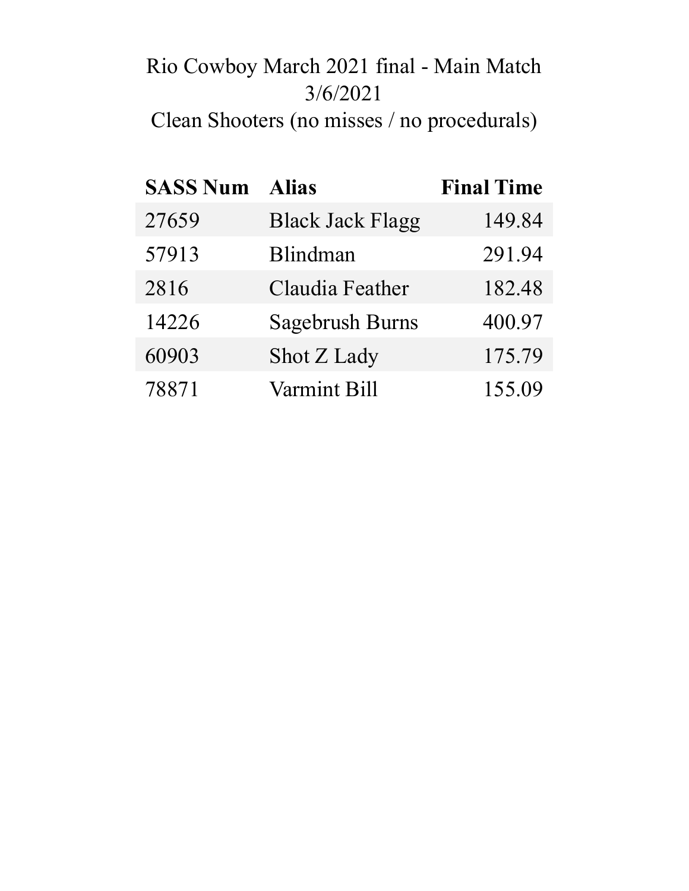# Rio Cowboy March 2021 final - Main Match
## 3/6/2021
## Clean Shooters (no misses / no procedurals)

| SASS Num | Alias | Final Time |
|---|---|---|
| 27659 | Black Jack Flagg | 149.84 |
| 57913 | Blindman | 291.94 |
| 2816 | Claudia Feather | 182.48 |
| 14226 | Sagebrush Burns | 400.97 |
| 60903 | Shot Z Lady | 175.79 |
| 78871 | Varmint Bill | 155.09 |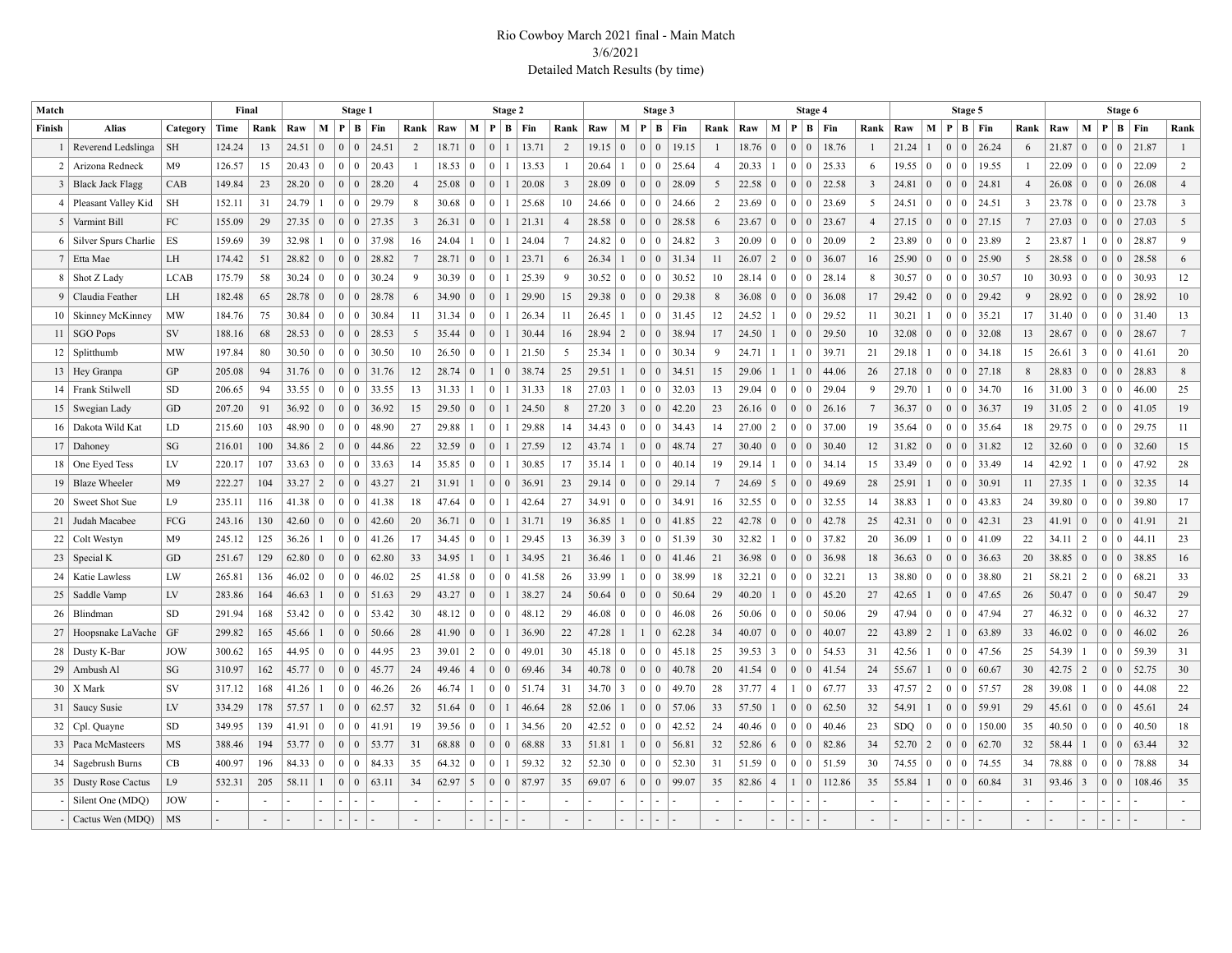# Rio Cowboy March 2021 final - Main Match

3/6/2021

Detailed Match Results (by time)

| Match | | | Final | | Stage 1 | | | | | | Stage 2 | | | | | | Stage 3 | | | | | | Stage 4 | | | | | | Stage 5 | | | | | | Stage 6 | | | | | |
|---|---|---|---|---|---|---|---|---|---|---|---|---|---|---|---|---|---|---|---|---|---|---|---|---|---|---|---|---|---|---|---|---|---|---|---|---|---|---|---|---|
| Finish | Alias | Category | Time | Rank | Raw | M | P | B | Fin | Rank | Raw | M | P | B | Fin | Rank | Raw | M | P | B | Fin | Rank | Raw | M | P | B | Fin | Rank | Raw | M | P | B | Fin | Rank | Raw | M | P | B | Fin | Rank |
| 1 | Reverend Ledslinga | SH | 124.24 | 13 | 24.51 | 0 | 0 | 0 | 24.51 | 2 | 18.71 | 0 | 0 | 1 | 13.71 | 2 | 19.15 | 0 | 0 | 0 | 19.15 | 1 | 18.76 | 0 | 0 | 0 | 18.76 | 1 | 21.24 | 1 | 0 | 0 | 26.24 | 6 | 21.87 | 0 | 0 | 0 | 21.87 | 1 |
| 2 | Arizona Redneck | M9 | 126.57 | 15 | 20.43 | 0 | 0 | 0 | 20.43 | 1 | 18.53 | 0 | 0 | 1 | 13.53 | 1 | 20.64 | 1 | 0 | 0 | 25.64 | 4 | 20.33 | 1 | 0 | 0 | 25.33 | 6 | 19.55 | 0 | 0 | 0 | 19.55 | 1 | 22.09 | 0 | 0 | 0 | 22.09 | 2 |
| 3 | Black Jack Flagg | CAB | 149.84 | 23 | 28.20 | 0 | 0 | 0 | 28.20 | 4 | 25.08 | 0 | 0 | 1 | 20.08 | 3 | 28.09 | 0 | 0 | 0 | 28.09 | 5 | 22.58 | 0 | 0 | 0 | 22.58 | 3 | 24.81 | 0 | 0 | 0 | 24.81 | 4 | 26.08 | 0 | 0 | 0 | 26.08 | 4 |
| 4 | Pleasant Valley Kid | SH | 152.11 | 31 | 24.79 | 1 | 0 | 0 | 29.79 | 8 | 30.68 | 0 | 0 | 1 | 25.68 | 10 | 24.66 | 0 | 0 | 0 | 24.66 | 2 | 23.69 | 0 | 0 | 0 | 23.69 | 5 | 24.51 | 0 | 0 | 0 | 24.51 | 3 | 23.78 | 0 | 0 | 0 | 23.78 | 3 |
| 5 | Varmint Bill | FC | 155.09 | 29 | 27.35 | 0 | 0 | 0 | 27.35 | 3 | 26.31 | 0 | 0 | 1 | 21.31 | 4 | 28.58 | 0 | 0 | 0 | 28.58 | 6 | 23.67 | 0 | 0 | 0 | 23.67 | 4 | 27.15 | 0 | 0 | 0 | 27.15 | 7 | 27.03 | 0 | 0 | 0 | 27.03 | 5 |
| 6 | Silver Spurs Charlie | ES | 159.69 | 39 | 32.98 | 1 | 0 | 0 | 37.98 | 16 | 24.04 | 1 | 0 | 1 | 24.04 | 7 | 24.82 | 0 | 0 | 0 | 24.82 | 3 | 20.09 | 0 | 0 | 0 | 20.09 | 2 | 23.89 | 0 | 0 | 0 | 23.89 | 2 | 23.87 | 1 | 0 | 0 | 28.87 | 9 |
| 7 | Etta Mae | LH | 174.42 | 51 | 28.82 | 0 | 0 | 0 | 28.82 | 7 | 28.71 | 0 | 0 | 1 | 23.71 | 6 | 26.34 | 1 | 0 | 0 | 31.34 | 11 | 26.07 | 2 | 0 | 0 | 36.07 | 16 | 25.90 | 0 | 0 | 0 | 25.90 | 5 | 28.58 | 0 | 0 | 0 | 28.58 | 6 |
| 8 | Shot Z Lady | LCAB | 175.79 | 58 | 30.24 | 0 | 0 | 0 | 30.24 | 9 | 30.39 | 0 | 0 | 1 | 25.39 | 9 | 30.52 | 0 | 0 | 0 | 30.52 | 10 | 28.14 | 0 | 0 | 0 | 28.14 | 8 | 30.57 | 0 | 0 | 0 | 30.57 | 10 | 30.93 | 0 | 0 | 0 | 30.93 | 12 |
| 9 | Claudia Feather | LH | 182.48 | 65 | 28.78 | 0 | 0 | 0 | 28.78 | 6 | 34.90 | 0 | 0 | 1 | 29.90 | 15 | 29.38 | 0 | 0 | 0 | 29.38 | 8 | 36.08 | 0 | 0 | 0 | 36.08 | 17 | 29.42 | 0 | 0 | 0 | 29.42 | 9 | 28.92 | 0 | 0 | 0 | 28.92 | 10 |
| 10 | Skinney McKinney | MW | 184.76 | 75 | 30.84 | 0 | 0 | 0 | 30.84 | 11 | 31.34 | 0 | 0 | 1 | 26.34 | 11 | 26.45 | 1 | 0 | 0 | 31.45 | 12 | 24.52 | 1 | 0 | 0 | 29.52 | 11 | 30.21 | 1 | 0 | 0 | 35.21 | 17 | 31.40 | 0 | 0 | 0 | 31.40 | 13 |
| 11 | SGO Pops | SV | 188.16 | 68 | 28.53 | 0 | 0 | 0 | 28.53 | 5 | 35.44 | 0 | 0 | 1 | 30.44 | 16 | 28.94 | 2 | 0 | 0 | 38.94 | 17 | 24.50 | 1 | 0 | 0 | 29.50 | 10 | 32.08 | 0 | 0 | 0 | 32.08 | 13 | 28.67 | 0 | 0 | 0 | 28.67 | 7 |
| 12 | Splitthumb | MW | 197.84 | 80 | 30.50 | 0 | 0 | 0 | 30.50 | 10 | 26.50 | 0 | 0 | 1 | 21.50 | 5 | 25.34 | 1 | 0 | 0 | 30.34 | 9 | 24.71 | 1 | 1 | 0 | 39.71 | 21 | 29.18 | 1 | 0 | 0 | 34.18 | 15 | 26.61 | 3 | 0 | 0 | 41.61 | 20 |
| 13 | Hey Granpa | GP | 205.08 | 94 | 31.76 | 0 | 0 | 0 | 31.76 | 12 | 28.74 | 0 | 1 | 0 | 38.74 | 25 | 29.51 | 1 | 0 | 0 | 34.51 | 15 | 29.06 | 1 | 1 | 0 | 44.06 | 26 | 27.18 | 0 | 0 | 0 | 27.18 | 8 | 28.83 | 0 | 0 | 0 | 28.83 | 8 |
| 14 | Frank Stilwell | SD | 206.65 | 94 | 33.55 | 0 | 0 | 0 | 33.55 | 13 | 31.33 | 1 | 0 | 1 | 31.33 | 18 | 27.03 | 1 | 0 | 0 | 32.03 | 13 | 29.04 | 0 | 0 | 0 | 29.04 | 9 | 29.70 | 1 | 0 | 0 | 34.70 | 16 | 31.00 | 3 | 0 | 0 | 46.00 | 25 |
| 15 | Swegian Lady | GD | 207.20 | 91 | 36.92 | 0 | 0 | 0 | 36.92 | 15 | 29.50 | 0 | 0 | 1 | 24.50 | 8 | 27.20 | 3 | 0 | 0 | 42.20 | 23 | 26.16 | 0 | 0 | 0 | 26.16 | 7 | 36.37 | 0 | 0 | 0 | 36.37 | 19 | 31.05 | 2 | 0 | 0 | 41.05 | 19 |
| 16 | Dakota Wild Kat | LD | 215.60 | 103 | 48.90 | 0 | 0 | 0 | 48.90 | 27 | 29.88 | 1 | 0 | 1 | 29.88 | 14 | 34.43 | 0 | 0 | 0 | 34.43 | 14 | 27.00 | 2 | 0 | 0 | 37.00 | 19 | 35.64 | 0 | 0 | 0 | 35.64 | 18 | 29.75 | 0 | 0 | 0 | 29.75 | 11 |
| 17 | Dahoney | SG | 216.01 | 100 | 34.86 | 2 | 0 | 0 | 44.86 | 22 | 32.59 | 0 | 0 | 1 | 27.59 | 12 | 43.74 | 1 | 0 | 0 | 48.74 | 27 | 30.40 | 0 | 0 | 0 | 30.40 | 12 | 31.82 | 0 | 0 | 0 | 31.82 | 12 | 32.60 | 0 | 0 | 0 | 32.60 | 15 |
| 18 | One Eyed Tess | LV | 220.17 | 107 | 33.63 | 0 | 0 | 0 | 33.63 | 14 | 35.85 | 0 | 0 | 1 | 30.85 | 17 | 35.14 | 1 | 0 | 0 | 40.14 | 19 | 29.14 | 1 | 0 | 0 | 34.14 | 15 | 33.49 | 0 | 0 | 0 | 33.49 | 14 | 42.92 | 1 | 0 | 0 | 47.92 | 28 |
| 19 | Blaze Wheeler | M9 | 222.27 | 104 | 33.27 | 2 | 0 | 0 | 43.27 | 21 | 31.91 | 1 | 0 | 0 | 36.91 | 23 | 29.14 | 0 | 0 | 0 | 29.14 | 7 | 24.69 | 5 | 0 | 0 | 49.69 | 28 | 25.91 | 1 | 0 | 0 | 30.91 | 11 | 27.35 | 1 | 0 | 0 | 32.35 | 14 |
| 20 | Sweet Shot Sue | L9 | 235.11 | 116 | 41.38 | 0 | 0 | 0 | 41.38 | 18 | 47.64 | 0 | 0 | 1 | 42.64 | 27 | 34.91 | 0 | 0 | 0 | 34.91 | 16 | 32.55 | 0 | 0 | 0 | 32.55 | 14 | 38.83 | 1 | 0 | 0 | 43.83 | 24 | 39.80 | 0 | 0 | 0 | 39.80 | 17 |
| 21 | Judah Macabee | FCG | 243.16 | 130 | 42.60 | 0 | 0 | 0 | 42.60 | 20 | 36.71 | 0 | 0 | 1 | 31.71 | 19 | 36.85 | 1 | 0 | 0 | 41.85 | 22 | 42.78 | 0 | 0 | 0 | 42.78 | 25 | 42.31 | 0 | 0 | 0 | 42.31 | 23 | 41.91 | 0 | 0 | 0 | 41.91 | 21 |
| 22 | Colt Westyn | M9 | 245.12 | 125 | 36.26 | 1 | 0 | 0 | 41.26 | 17 | 34.45 | 0 | 0 | 1 | 29.45 | 13 | 36.39 | 3 | 0 | 0 | 51.39 | 30 | 32.82 | 1 | 0 | 0 | 37.82 | 20 | 36.09 | 1 | 0 | 0 | 41.09 | 22 | 34.11 | 2 | 0 | 0 | 44.11 | 23 |
| 23 | Special K | GD | 251.67 | 129 | 62.80 | 0 | 0 | 0 | 62.80 | 33 | 34.95 | 1 | 0 | 1 | 34.95 | 21 | 36.46 | 1 | 0 | 0 | 41.46 | 21 | 36.98 | 0 | 0 | 0 | 36.98 | 18 | 36.63 | 0 | 0 | 0 | 36.63 | 20 | 38.85 | 0 | 0 | 0 | 38.85 | 16 |
| 24 | Katie Lawless | LW | 265.81 | 136 | 46.02 | 0 | 0 | 0 | 46.02 | 25 | 41.58 | 0 | 0 | 0 | 41.58 | 26 | 33.99 | 1 | 0 | 0 | 38.99 | 18 | 32.21 | 0 | 0 | 0 | 32.21 | 13 | 38.80 | 0 | 0 | 0 | 38.80 | 21 | 58.21 | 2 | 0 | 0 | 68.21 | 33 |
| 25 | Saddle Vamp | LV | 283.86 | 164 | 46.63 | 1 | 0 | 0 | 51.63 | 29 | 43.27 | 0 | 0 | 1 | 38.27 | 24 | 50.64 | 0 | 0 | 0 | 50.64 | 29 | 40.20 | 1 | 0 | 0 | 45.20 | 27 | 42.65 | 1 | 0 | 0 | 47.65 | 26 | 50.47 | 0 | 0 | 0 | 50.47 | 29 |
| 26 | Blindman | SD | 291.94 | 168 | 53.42 | 0 | 0 | 0 | 53.42 | 30 | 48.12 | 0 | 0 | 0 | 48.12 | 29 | 46.08 | 0 | 0 | 0 | 46.08 | 26 | 50.06 | 0 | 0 | 0 | 50.06 | 29 | 47.94 | 0 | 0 | 0 | 47.94 | 27 | 46.32 | 0 | 0 | 0 | 46.32 | 27 |
| 27 | Hoopsnake LaVache | GF | 299.82 | 165 | 45.66 | 1 | 0 | 0 | 50.66 | 28 | 41.90 | 0 | 0 | 1 | 36.90 | 22 | 47.28 | 1 | 1 | 0 | 62.28 | 34 | 40.07 | 0 | 0 | 0 | 40.07 | 22 | 43.89 | 2 | 1 | 0 | 63.89 | 33 | 46.02 | 0 | 0 | 0 | 46.02 | 26 |
| 28 | Dusty K-Bar | JOW | 300.62 | 165 | 44.95 | 0 | 0 | 0 | 44.95 | 23 | 39.01 | 2 | 0 | 0 | 49.01 | 30 | 45.18 | 0 | 0 | 0 | 45.18 | 25 | 39.53 | 3 | 0 | 0 | 54.53 | 31 | 42.56 | 1 | 0 | 0 | 47.56 | 25 | 54.39 | 1 | 0 | 0 | 59.39 | 31 |
| 29 | Ambush Al | SG | 310.97 | 162 | 45.77 | 0 | 0 | 0 | 45.77 | 24 | 49.46 | 4 | 0 | 0 | 69.46 | 34 | 40.78 | 0 | 0 | 0 | 40.78 | 20 | 41.54 | 0 | 0 | 0 | 41.54 | 24 | 55.67 | 1 | 0 | 0 | 60.67 | 30 | 42.75 | 2 | 0 | 0 | 52.75 | 30 |
| 30 | X Mark | SV | 317.12 | 168 | 41.26 | 1 | 0 | 0 | 46.26 | 26 | 46.74 | 1 | 0 | 0 | 51.74 | 31 | 34.70 | 3 | 0 | 0 | 49.70 | 28 | 37.77 | 4 | 1 | 0 | 67.77 | 33 | 47.57 | 2 | 0 | 0 | 57.57 | 28 | 39.08 | 1 | 0 | 0 | 44.08 | 22 |
| 31 | Saucy Susie | LV | 334.29 | 178 | 57.57 | 1 | 0 | 0 | 62.57 | 32 | 51.64 | 0 | 0 | 1 | 46.64 | 28 | 52.06 | 1 | 0 | 0 | 57.06 | 33 | 57.50 | 1 | 0 | 0 | 62.50 | 32 | 54.91 | 1 | 0 | 0 | 59.91 | 29 | 45.61 | 0 | 0 | 0 | 45.61 | 24 |
| 32 | Cpl. Quayne | SD | 349.95 | 139 | 41.91 | 0 | 0 | 0 | 41.91 | 19 | 39.56 | 0 | 0 | 1 | 34.56 | 20 | 42.52 | 0 | 0 | 0 | 42.52 | 24 | 40.46 | 0 | 0 | 0 | 40.46 | 23 | SDQ | 0 | 0 | 0 | 150.00 | 35 | 40.50 | 0 | 0 | 0 | 40.50 | 18 |
| 33 | Paca McMasteers | MS | 388.46 | 194 | 53.77 | 0 | 0 | 0 | 53.77 | 31 | 68.88 | 0 | 0 | 0 | 68.88 | 33 | 51.81 | 1 | 0 | 0 | 56.81 | 32 | 52.86 | 6 | 0 | 0 | 82.86 | 34 | 52.70 | 2 | 0 | 0 | 62.70 | 32 | 58.44 | 1 | 0 | 0 | 63.44 | 32 |
| 34 | Sagebrush Burns | CB | 400.97 | 196 | 84.33 | 0 | 0 | 0 | 84.33 | 35 | 64.32 | 0 | 0 | 1 | 59.32 | 32 | 52.30 | 0 | 0 | 0 | 52.30 | 31 | 51.59 | 0 | 0 | 0 | 51.59 | 30 | 74.55 | 0 | 0 | 0 | 74.55 | 34 | 78.88 | 0 | 0 | 0 | 78.88 | 34 |
| 35 | Dusty Rose Cactus | L9 | 532.31 | 205 | 58.11 | 1 | 0 | 0 | 63.11 | 34 | 62.97 | 5 | 0 | 0 | 87.97 | 35 | 69.07 | 6 | 0 | 0 | 99.07 | 35 | 82.86 | 4 | 1 | 0 | 112.86 | 35 | 55.84 | 1 | 0 | 0 | 60.84 | 31 | 93.46 | 3 | 0 | 0 | 108.46 | 35 |
| - | Silent One (MDQ) | JOW | - | - | - | - | - | - | - | - | - | - | - | - | - | - | - | - | - | - | - | - | - | - | - | - | - | - | - | - | - | - | - | - | - | - | - | - | - | - |
| - | Cactus Wen (MDQ) | MS | - | - | - | - | - | - | - | - | - | - | - | - | - | - | - | - | - | - | - | - | - | - | - | - | - | - | - | - | - | - | - | - | - | - | - | - | - | - |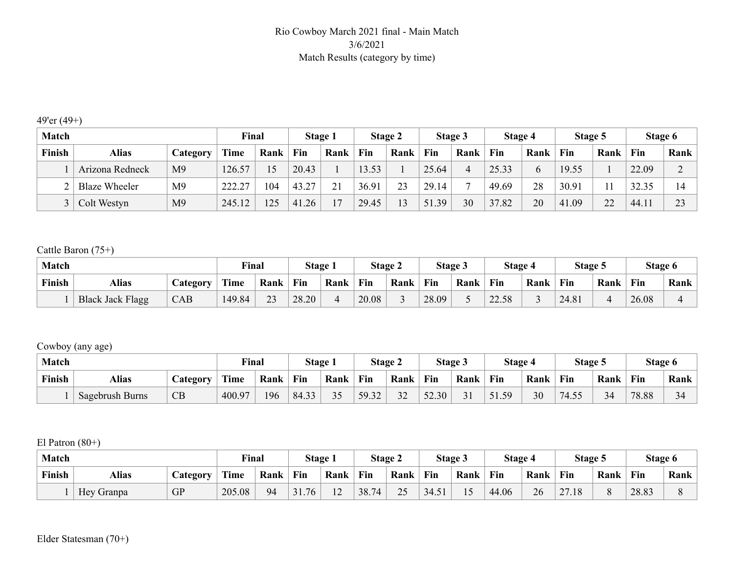Rio Cowboy March 2021 final - Main Match
3/6/2021
Match Results (category by time)

49'er (49+)

| Match | | | Final | | Stage 1 | | Stage 2 | | Stage 3 | | Stage 4 | | Stage 5 | | Stage 6 | |
|---|---|---|---|---|---|---|---|---|---|---|---|---|---|---|---|---|
| Finish | Alias | Category | Time | Rank | Fin | Rank | Fin | Rank | Fin | Rank | Fin | Rank | Fin | Rank | Fin | Rank |
| 1 | Arizona Redneck | M9 | 126.57 | 15 | 20.43 | 1 | 13.53 | 1 | 25.64 | 4 | 25.33 | 6 | 19.55 | 1 | 22.09 | 2 |
| 2 | Blaze Wheeler | M9 | 222.27 | 104 | 43.27 | 21 | 36.91 | 23 | 29.14 | 7 | 49.69 | 28 | 30.91 | 11 | 32.35 | 14 |
| 3 | Colt Westyn | M9 | 245.12 | 125 | 41.26 | 17 | 29.45 | 13 | 51.39 | 30 | 37.82 | 20 | 41.09 | 22 | 44.11 | 23 |

Cattle Baron (75+)

| Match | | | Final | | Stage 1 | | Stage 2 | | Stage 3 | | Stage 4 | | Stage 5 | | Stage 6 | |
|---|---|---|---|---|---|---|---|---|---|---|---|---|---|---|---|---|
| Finish | Alias | Category | Time | Rank | Fin | Rank | Fin | Rank | Fin | Rank | Fin | Rank | Fin | Rank | Fin | Rank |
| 1 | Black Jack Flagg | CAB | 149.84 | 23 | 28.20 | 4 | 20.08 | 3 | 28.09 | 5 | 22.58 | 3 | 24.81 | 4 | 26.08 | 4 |

Cowboy (any age)

| Match | | | Final | | Stage 1 | | Stage 2 | | Stage 3 | | Stage 4 | | Stage 5 | | Stage 6 | |
|---|---|---|---|---|---|---|---|---|---|---|---|---|---|---|---|---|
| Finish | Alias | Category | Time | Rank | Fin | Rank | Fin | Rank | Fin | Rank | Fin | Rank | Fin | Rank | Fin | Rank |
| 1 | Sagebrush Burns | CB | 400.97 | 196 | 84.33 | 35 | 59.32 | 32 | 52.30 | 31 | 51.59 | 30 | 74.55 | 34 | 78.88 | 34 |

El Patron (80+)

| Match | | | Final | | Stage 1 | | Stage 2 | | Stage 3 | | Stage 4 | | Stage 5 | | Stage 6 | |
|---|---|---|---|---|---|---|---|---|---|---|---|---|---|---|---|---|
| Finish | Alias | Category | Time | Rank | Fin | Rank | Fin | Rank | Fin | Rank | Fin | Rank | Fin | Rank | Fin | Rank |
| 1 | Hey Granpa | GP | 205.08 | 94 | 31.76 | 12 | 38.74 | 25 | 34.51 | 15 | 44.06 | 26 | 27.18 | 8 | 28.83 | 8 |

Elder Statesman (70+)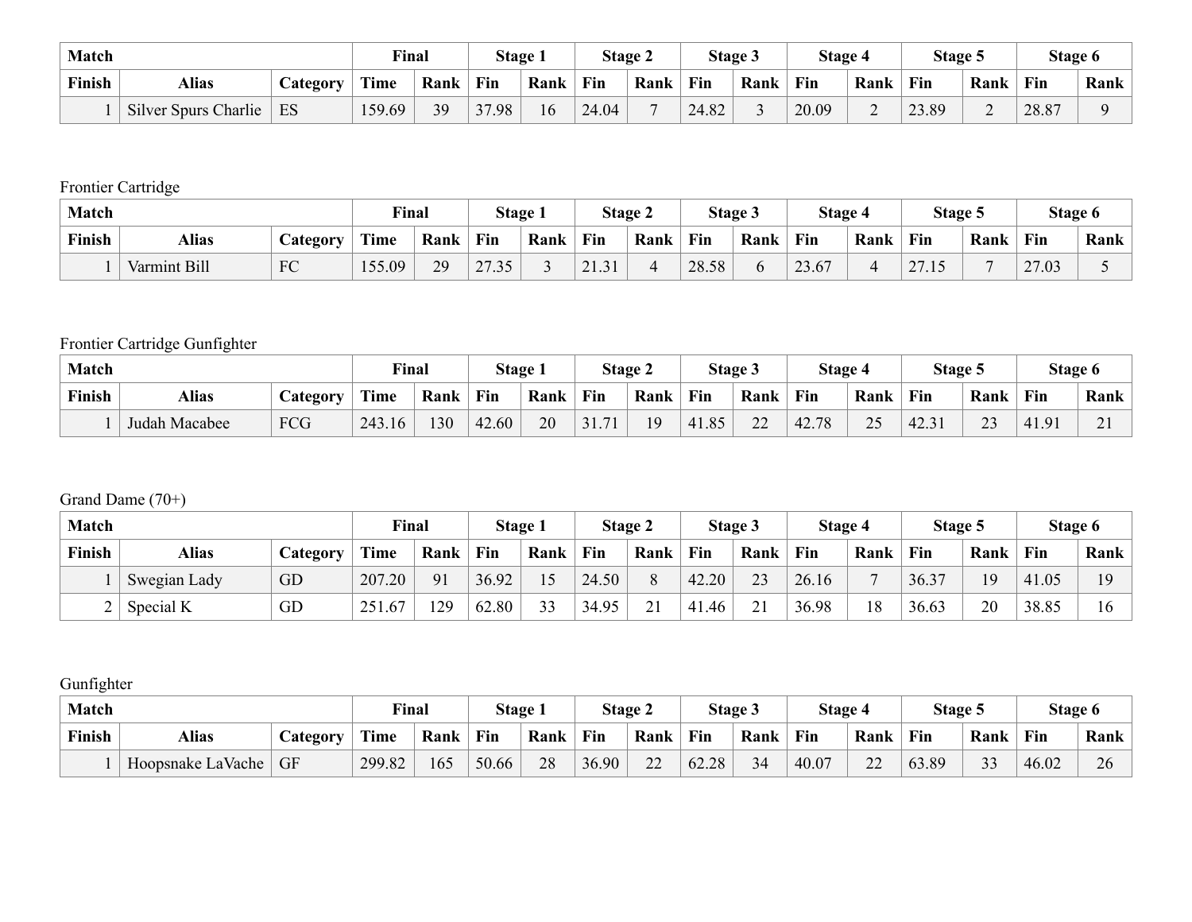| Match | | | Final | | Stage 1 | | Stage 2 | | Stage 3 | | Stage 4 | | Stage 5 | | Stage 6 | |
|---|---|---|---|---|---|---|---|---|---|---|---|---|---|---|---|---|
| Finish | Alias | Category | Time | Rank | Fin | Rank | Fin | Rank | Fin | Rank | Fin | Rank | Fin | Rank | Fin | Rank |
| 1 | Silver Spurs Charlie | ES | 159.69 | 39 | 37.98 | 16 | 24.04 | 7 | 24.82 | 3 | 20.09 | 2 | 23.89 | 2 | 28.87 | 9 |

Frontier Cartridge

| Match | | | Final | | Stage 1 | | Stage 2 | | Stage 3 | | Stage 4 | | Stage 5 | | Stage 6 | |
|---|---|---|---|---|---|---|---|---|---|---|---|---|---|---|---|---|
| Finish | Alias | Category | Time | Rank | Fin | Rank | Fin | Rank | Fin | Rank | Fin | Rank | Fin | Rank | Fin | Rank |
| 1 | Varmint Bill | FC | 155.09 | 29 | 27.35 | 3 | 21.31 | 4 | 28.58 | 6 | 23.67 | 4 | 27.15 | 7 | 27.03 | 5 |

Frontier Cartridge Gunfighter

| Match | | | Final | | Stage 1 | | Stage 2 | | Stage 3 | | Stage 4 | | Stage 5 | | Stage 6 | |
|---|---|---|---|---|---|---|---|---|---|---|---|---|---|---|---|---|
| Finish | Alias | Category | Time | Rank | Fin | Rank | Fin | Rank | Fin | Rank | Fin | Rank | Fin | Rank | Fin | Rank |
| 1 | Judah Macabee | FCG | 243.16 | 130 | 42.60 | 20 | 31.71 | 19 | 41.85 | 22 | 42.78 | 25 | 42.31 | 23 | 41.91 | 21 |

Grand Dame (70+)

| Match | | | Final | | Stage 1 | | Stage 2 | | Stage 3 | | Stage 4 | | Stage 5 | | Stage 6 | |
|---|---|---|---|---|---|---|---|---|---|---|---|---|---|---|---|---|
| Finish | Alias | Category | Time | Rank | Fin | Rank | Fin | Rank | Fin | Rank | Fin | Rank | Fin | Rank | Fin | Rank |
| 1 | Swegian Lady | GD | 207.20 | 91 | 36.92 | 15 | 24.50 | 8 | 42.20 | 23 | 26.16 | 7 | 36.37 | 19 | 41.05 | 19 |
| 2 | Special K | GD | 251.67 | 129 | 62.80 | 33 | 34.95 | 21 | 41.46 | 21 | 36.98 | 18 | 36.63 | 20 | 38.85 | 16 |

Gunfighter

| Match | | | Final | | Stage 1 | | Stage 2 | | Stage 3 | | Stage 4 | | Stage 5 | | Stage 6 | |
|---|---|---|---|---|---|---|---|---|---|---|---|---|---|---|---|---|
| Finish | Alias | Category | Time | Rank | Fin | Rank | Fin | Rank | Fin | Rank | Fin | Rank | Fin | Rank | Fin | Rank |
| 1 | Hoopsnake LaVache | GF | 299.82 | 165 | 50.66 | 28 | 36.90 | 22 | 62.28 | 34 | 40.07 | 22 | 63.89 | 33 | 46.02 | 26 |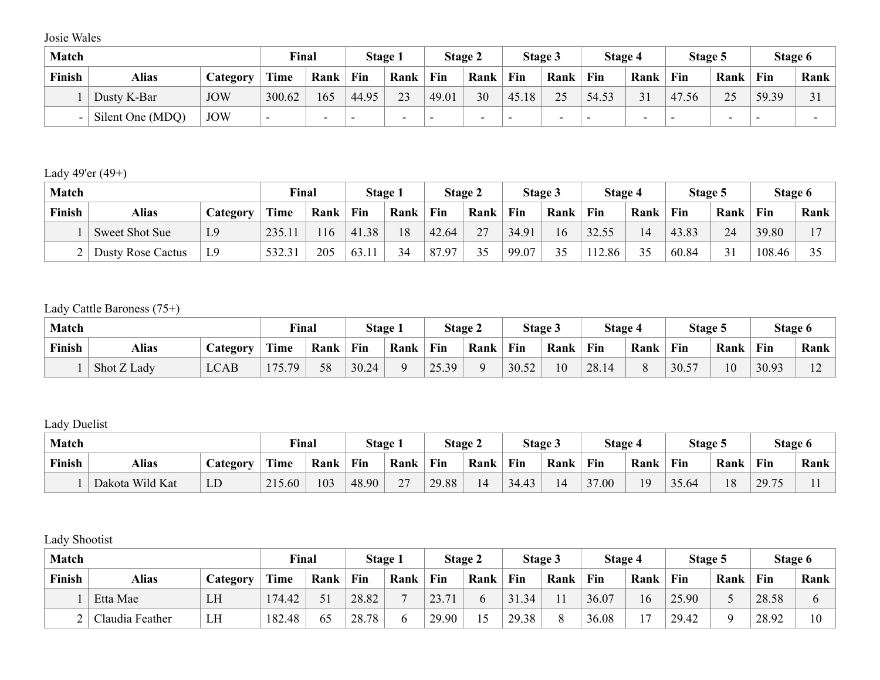Josie Wales

| Match | | | Final | | Stage 1 | | Stage 2 | | Stage 3 | | Stage 4 | | Stage 5 | | Stage 6 | |
|---|---|---|---|---|---|---|---|---|---|---|---|---|---|---|---|---|
| Finish | Alias | Category | Time | Rank | Fin | Rank | Fin | Rank | Fin | Rank | Fin | Rank | Fin | Rank | Fin | Rank |
| 1 | Dusty K-Bar | JOW | 300.62 | 165 | 44.95 | 23 | 49.01 | 30 | 45.18 | 25 | 54.53 | 31 | 47.56 | 25 | 59.39 | 31 |
| - | Silent One (MDQ) | JOW | - | - | - | - | - | - | - | - | - | - | - | - | - | - |

Lady 49'er (49+)

| Match | | | Final | | Stage 1 | | Stage 2 | | Stage 3 | | Stage 4 | | Stage 5 | | Stage 6 | |
|---|---|---|---|---|---|---|---|---|---|---|---|---|---|---|---|---|
| Finish | Alias | Category | Time | Rank | Fin | Rank | Fin | Rank | Fin | Rank | Fin | Rank | Fin | Rank | Fin | Rank |
| 1 | Sweet Shot Sue | L9 | 235.11 | 116 | 41.38 | 18 | 42.64 | 27 | 34.91 | 16 | 32.55 | 14 | 43.83 | 24 | 39.80 | 17 |
| 2 | Dusty Rose Cactus | L9 | 532.31 | 205 | 63.11 | 34 | 87.97 | 35 | 99.07 | 35 | 112.86 | 35 | 60.84 | 31 | 108.46 | 35 |

Lady Cattle Baroness (75+)

| Match | | | Final | | Stage 1 | | Stage 2 | | Stage 3 | | Stage 4 | | Stage 5 | | Stage 6 | |
|---|---|---|---|---|---|---|---|---|---|---|---|---|---|---|---|---|
| Finish | Alias | Category | Time | Rank | Fin | Rank | Fin | Rank | Fin | Rank | Fin | Rank | Fin | Rank | Fin | Rank |
| 1 | Shot Z Lady | LCAB | 175.79 | 58 | 30.24 | 9 | 25.39 | 9 | 30.52 | 10 | 28.14 | 8 | 30.57 | 10 | 30.93 | 12 |

Lady Duelist

| Match | | | Final | | Stage 1 | | Stage 2 | | Stage 3 | | Stage 4 | | Stage 5 | | Stage 6 | |
|---|---|---|---|---|---|---|---|---|---|---|---|---|---|---|---|---|
| Finish | Alias | Category | Time | Rank | Fin | Rank | Fin | Rank | Fin | Rank | Fin | Rank | Fin | Rank | Fin | Rank |
| 1 | Dakota Wild Kat | LD | 215.60 | 103 | 48.90 | 27 | 29.88 | 14 | 34.43 | 14 | 37.00 | 19 | 35.64 | 18 | 29.75 | 11 |

Lady Shootist

| Match | | | Final | | Stage 1 | | Stage 2 | | Stage 3 | | Stage 4 | | Stage 5 | | Stage 6 | |
|---|---|---|---|---|---|---|---|---|---|---|---|---|---|---|---|---|
| Finish | Alias | Category | Time | Rank | Fin | Rank | Fin | Rank | Fin | Rank | Fin | Rank | Fin | Rank | Fin | Rank |
| 1 | Etta Mae | LH | 174.42 | 51 | 28.82 | 7 | 23.71 | 6 | 31.34 | 11 | 36.07 | 16 | 25.90 | 5 | 28.58 | 6 |
| 2 | Claudia Feather | LH | 182.48 | 65 | 28.78 | 6 | 29.90 | 15 | 29.38 | 8 | 36.08 | 17 | 29.42 | 9 | 28.92 | 10 |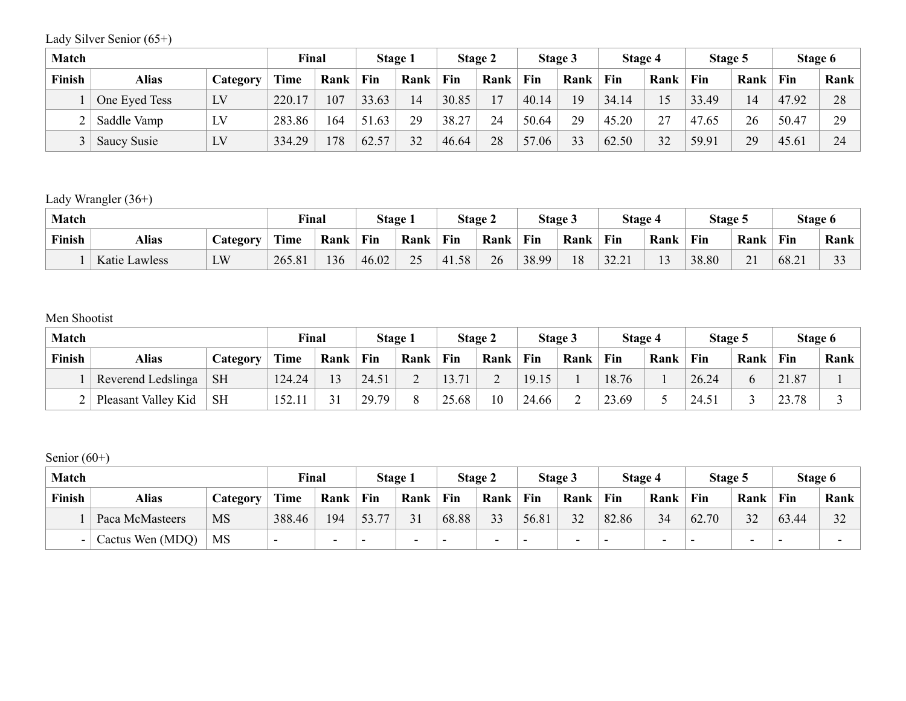Lady Silver Senior (65+)

| Match | | | Final | | Stage 1 | | Stage 2 | | Stage 3 | | Stage 4 | | Stage 5 | | Stage 6 | |
|---|---|---|---|---|---|---|---|---|---|---|---|---|---|---|---|---|
| Finish | Alias | Category | Time | Rank | Fin | Rank | Fin | Rank | Fin | Rank | Fin | Rank | Fin | Rank | Fin | Rank |
| 1 | One Eyed Tess | LV | 220.17 | 107 | 33.63 | 14 | 30.85 | 17 | 40.14 | 19 | 34.14 | 15 | 33.49 | 14 | 47.92 | 28 |
| 2 | Saddle Vamp | LV | 283.86 | 164 | 51.63 | 29 | 38.27 | 24 | 50.64 | 29 | 45.20 | 27 | 47.65 | 26 | 50.47 | 29 |
| 3 | Saucy Susie | LV | 334.29 | 178 | 62.57 | 32 | 46.64 | 28 | 57.06 | 33 | 62.50 | 32 | 59.91 | 29 | 45.61 | 24 |

Lady Wrangler (36+)

| Match | | | Final | | Stage 1 | | Stage 2 | | Stage 3 | | Stage 4 | | Stage 5 | | Stage 6 | |
|---|---|---|---|---|---|---|---|---|---|---|---|---|---|---|---|---|
| Finish | Alias | Category | Time | Rank | Fin | Rank | Fin | Rank | Fin | Rank | Fin | Rank | Fin | Rank | Fin | Rank |
| 1 | Katie Lawless | LW | 265.81 | 136 | 46.02 | 25 | 41.58 | 26 | 38.99 | 18 | 32.21 | 13 | 38.80 | 21 | 68.21 | 33 |

Men Shootist

| Match | | | Final | | Stage 1 | | Stage 2 | | Stage 3 | | Stage 4 | | Stage 5 | | Stage 6 | |
|---|---|---|---|---|---|---|---|---|---|---|---|---|---|---|---|---|
| Finish | Alias | Category | Time | Rank | Fin | Rank | Fin | Rank | Fin | Rank | Fin | Rank | Fin | Rank | Fin | Rank |
| 1 | Reverend Ledslinga | SH | 124.24 | 13 | 24.51 | 2 | 13.71 | 2 | 19.15 | 1 | 18.76 | 1 | 26.24 | 6 | 21.87 | 1 |
| 2 | Pleasant Valley Kid | SH | 152.11 | 31 | 29.79 | 8 | 25.68 | 10 | 24.66 | 2 | 23.69 | 5 | 24.51 | 3 | 23.78 | 3 |

Senior (60+)

| Match | | | Final | | Stage 1 | | Stage 2 | | Stage 3 | | Stage 4 | | Stage 5 | | Stage 6 | |
|---|---|---|---|---|---|---|---|---|---|---|---|---|---|---|---|---|
| Finish | Alias | Category | Time | Rank | Fin | Rank | Fin | Rank | Fin | Rank | Fin | Rank | Fin | Rank | Fin | Rank |
| 1 | Paca McMasteers | MS | 388.46 | 194 | 53.77 | 31 | 68.88 | 33 | 56.81 | 32 | 82.86 | 34 | 62.70 | 32 | 63.44 | 32 |
| - | Cactus Wen (MDQ) | MS | - | - | - | - | - | - | - | - | - | - | - | - | - | - |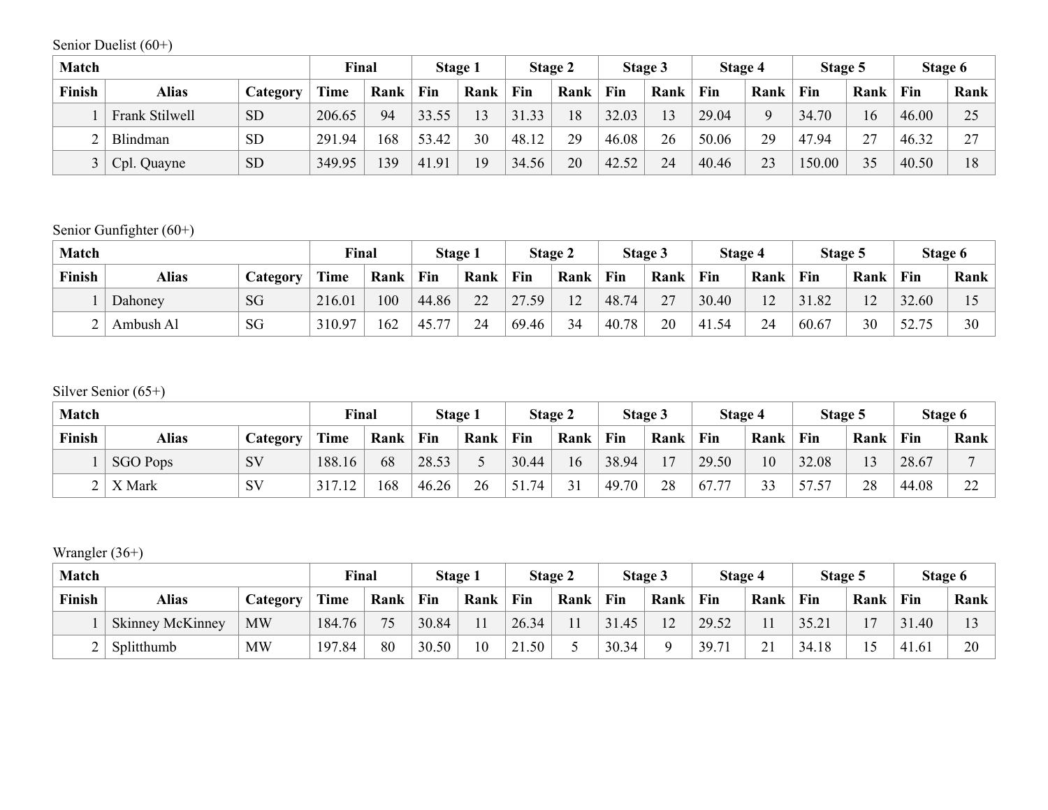Senior Duelist (60+)

| Match | | | Final | | Stage 1 | | Stage 2 | | Stage 3 | | Stage 4 | | Stage 5 | | Stage 6 | |
|---|---|---|---|---|---|---|---|---|---|---|---|---|---|---|---|---|
| Finish | Alias | Category | Time | Rank | Fin | Rank | Fin | Rank | Fin | Rank | Fin | Rank | Fin | Rank | Fin | Rank |
| 1 | Frank Stilwell | SD | 206.65 | 94 | 33.55 | 13 | 31.33 | 18 | 32.03 | 13 | 29.04 | 9 | 34.70 | 16 | 46.00 | 25 |
| 2 | Blindman | SD | 291.94 | 168 | 53.42 | 30 | 48.12 | 29 | 46.08 | 26 | 50.06 | 29 | 47.94 | 27 | 46.32 | 27 |
| 3 | Cpl. Quayne | SD | 349.95 | 139 | 41.91 | 19 | 34.56 | 20 | 42.52 | 24 | 40.46 | 23 | 150.00 | 35 | 40.50 | 18 |

Senior Gunfighter (60+)

| Match | | | Final | | Stage 1 | | Stage 2 | | Stage 3 | | Stage 4 | | Stage 5 | | Stage 6 | |
|---|---|---|---|---|---|---|---|---|---|---|---|---|---|---|---|---|
| Finish | Alias | Category | Time | Rank | Fin | Rank | Fin | Rank | Fin | Rank | Fin | Rank | Fin | Rank | Fin | Rank |
| 1 | Dahoney | SG | 216.01 | 100 | 44.86 | 22 | 27.59 | 12 | 48.74 | 27 | 30.40 | 12 | 31.82 | 12 | 32.60 | 15 |
| 2 | Ambush Al | SG | 310.97 | 162 | 45.77 | 24 | 69.46 | 34 | 40.78 | 20 | 41.54 | 24 | 60.67 | 30 | 52.75 | 30 |

Silver Senior (65+)

| Match | | | Final | | Stage 1 | | Stage 2 | | Stage 3 | | Stage 4 | | Stage 5 | | Stage 6 | |
|---|---|---|---|---|---|---|---|---|---|---|---|---|---|---|---|---|
| Finish | Alias | Category | Time | Rank | Fin | Rank | Fin | Rank | Fin | Rank | Fin | Rank | Fin | Rank | Fin | Rank |
| 1 | SGO Pops | SV | 188.16 | 68 | 28.53 | 5 | 30.44 | 16 | 38.94 | 17 | 29.50 | 10 | 32.08 | 13 | 28.67 | 7 |
| 2 | X Mark | SV | 317.12 | 168 | 46.26 | 26 | 51.74 | 31 | 49.70 | 28 | 67.77 | 33 | 57.57 | 28 | 44.08 | 22 |

Wrangler (36+)

| Match | | | Final | | Stage 1 | | Stage 2 | | Stage 3 | | Stage 4 | | Stage 5 | | Stage 6 | |
|---|---|---|---|---|---|---|---|---|---|---|---|---|---|---|---|---|
| Finish | Alias | Category | Time | Rank | Fin | Rank | Fin | Rank | Fin | Rank | Fin | Rank | Fin | Rank | Fin | Rank |
| 1 | Skinney McKinney | MW | 184.76 | 75 | 30.84 | 11 | 26.34 | 11 | 31.45 | 12 | 29.52 | 11 | 35.21 | 17 | 31.40 | 13 |
| 2 | Splitthumb | MW | 197.84 | 80 | 30.50 | 10 | 21.50 | 5 | 30.34 | 9 | 39.71 | 21 | 34.18 | 15 | 41.61 | 20 |